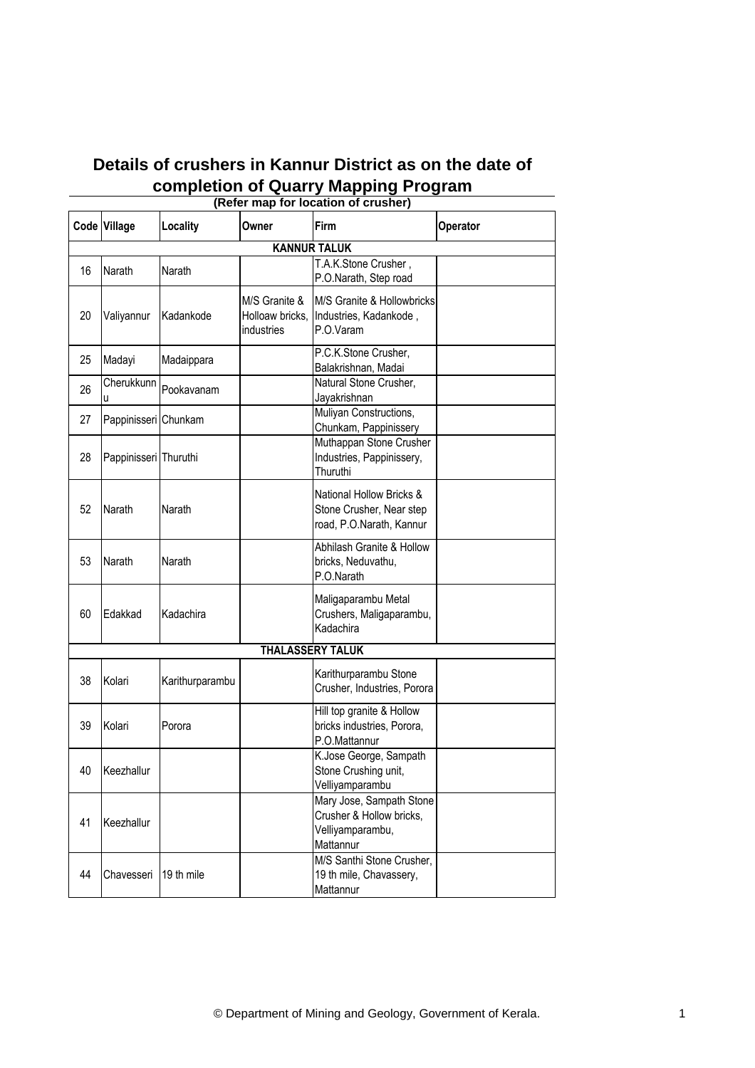# Details of crushers in Kannur District as on the date of completion of Quarry Mapping Program

**(Refer map for location of crusher)**

| Code | Village | Locality | Owner | Firm | Operator |
|---|---|---|---|---|---|
| **KANNUR TALUK** | | | | | |
| 16 | Narath | Narath | | T.A.K.Stone Crusher , P.O.Narath, Step road | |
| 20 | Valiyannur | Kadankode | M/S Granite & Holloaw bricks, industries | M/S Granite & Hollowbricks Industries, Kadankode , P.O.Varam | |
| 25 | Madayi | Madaippara | | P.C.K.Stone Crusher, Balakrishnan, Madai | |
| 26 | Cherukkunnu | Pookavanam | | Natural Stone Crusher, Jayakrishnan | |
| 27 | Pappinisseri | Chunkam | | Muliyan Constructions, Chunkam, Pappinissery | |
| 28 | Pappinisseri | Thuruthi | | Muthappan Stone Crusher Industries, Pappinissery, Thuruthi | |
| 52 | Narath | Narath | | National Hollow Bricks & Stone Crusher, Near step road, P.O.Narath, Kannur | |
| 53 | Narath | Narath | | Abhilash Granite & Hollow bricks, Neduvathu, P.O.Narath | |
| 60 | Edakkad | Kadachira | | Maligaparambu Metal Crushers, Maligaparambu, Kadachira | |
| **THALASSERY TALUK** | | | | | |
| 38 | Kolari | Karithurparambu | | Karithurparambu Stone Crusher, Industries, Porora | |
| 39 | Kolari | Porora | | Hill top granite & Hollow bricks industries, Porora, P.O.Mattannur | |
| 40 | Keezhallur | | | K.Jose George, Sampath Stone Crushing unit, Velliyamparambu | |
| 41 | Keezhallur | | | Mary Jose, Sampath Stone Crusher & Hollow bricks, Velliyamparambu, Mattannur | |
| 44 | Chavesseri | 19 th mile | | M/S Santhi Stone Crusher, 19 th mile, Chavassery, Mattannur | |

© Department of Mining and Geology, Government of Kerala.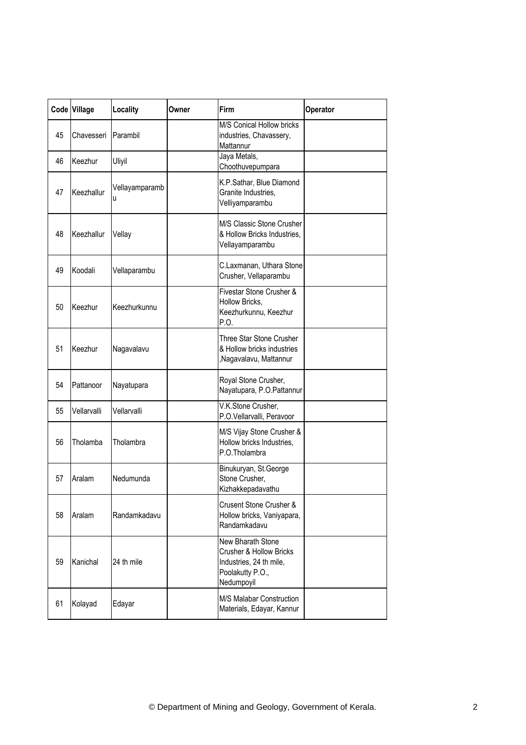| Code | Village | Locality | Owner | Firm | Operator |
|---|---|---|---|---|---|
| 45 | Chavesseri | Parambil | | M/S Conical Hollow bricks industries, Chavassery, Mattannur | |
| 46 | Keezhur | Uliyil | | Jaya Metals, Choothuvepumpara | |
| 47 | Keezhallur | Vellayamparambu | | K.P.Sathar, Blue Diamond Granite Industries, Velliyamparambu | |
| 48 | Keezhallur | Vellay | | M/S Classic Stone Crusher & Hollow Bricks Industries, Vellayamparambu | |
| 49 | Koodali | Vellaparambu | | C.Laxmanan, Uthara Stone Crusher, Vellaparambu | |
| 50 | Keezhur | Keezhurkunnu | | Fivestar Stone Crusher & Hollow Bricks, Keezhurkunnu, Keezhur P.O. | |
| 51 | Keezhur | Nagavalavu | | Three Star Stone Crusher & Hollow bricks industries ,Nagavalavu, Mattannur | |
| 54 | Pattanoor | Nayatupara | | Royal Stone Crusher, Nayatupara, P.O.Pattannur | |
| 55 | Vellarvalli | Vellarvalli | | V.K.Stone Crusher, P.O.Vellarvalli, Peravoor | |
| 56 | Tholamba | Tholambra | | M/S Vijay Stone Crusher & Hollow bricks Industries, P.O.Tholambra | |
| 57 | Aralam | Nedumunda | | Binukuryan, St.George Stone Crusher, Kizhakkepadavathu | |
| 58 | Aralam | Randamkadavu | | Crusent Stone Crusher & Hollow bricks, Vaniyapara, Randamkadavu | |
| 59 | Kanichal | 24 th mile | | New Bharath Stone Crusher & Hollow Bricks Industries, 24 th mile, Poolakutty P.O., Nedumpoyil | |
| 61 | Kolayad | Edayar | | M/S Malabar Construction Materials, Edayar, Kannur | |

© Department of Mining and Geology, Government of Kerala.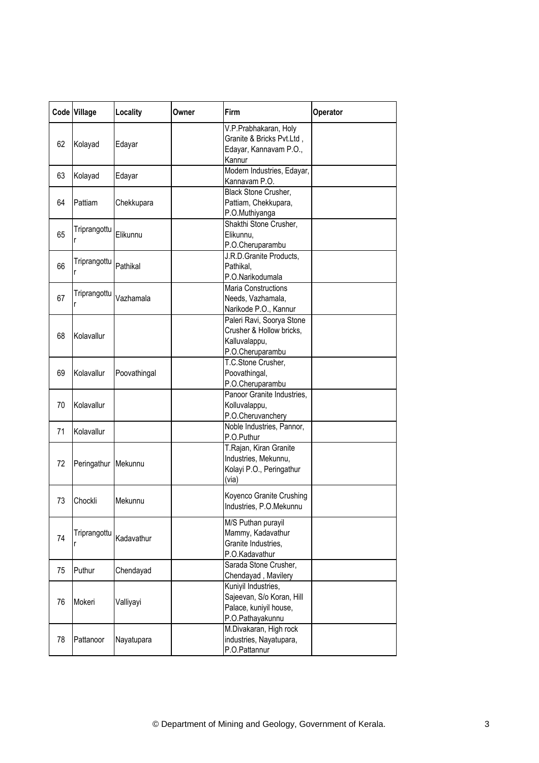| Code | Village | Locality | Owner | Firm | Operator |
|---|---|---|---|---|---|
| 62 | Kolayad | Edayar | | V.P.Prabhakaran, Holy Granite & Bricks Pvt.Ltd , Edayar, Kannavam P.O., Kannur | |
| 63 | Kolayad | Edayar | | Modern Industries, Edayar, Kannavam P.O. | |
| 64 | Pattiam | Chekkupara | | Black Stone Crusher, Pattiam, Chekkupara, P.O.Muthiyanga | |
| 65 | Triprangottur | Elikunnu | | Shakthi Stone Crusher, Elikunnu, P.O.Cheruparambu | |
| 66 | Triprangottur | Pathikal | | J.R.D.Granite Products, Pathikal, P.O.Narikodumala | |
| 67 | Triprangottur | Vazhamala | | Maria Constructions Needs, Vazhamala, Narikode P.O., Kannur | |
| 68 | Kolavallur | | | Paleri Ravi, Soorya Stone Crusher & Hollow bricks, Kalluvalappu, P.O.Cheruparambu | |
| 69 | Kolavallur | Poovathingal | | T.C.Stone Crusher, Poovathingal, P.O.Cheruparambu | |
| 70 | Kolavallur | | | Panoor Granite Industries, Kolluvalappu, P.O.Cheruvanchery | |
| 71 | Kolavallur | | | Noble Industries, Pannor, P.O.Puthur | |
| 72 | Peringathur | Mekunnu | | T.Rajan, Kiran Granite Industries, Mekunnu, Kolayi P.O., Peringathur (via) | |
| 73 | Chockli | Mekunnu | | Koyenco Granite Crushing Industries, P.O.Mekunnu | |
| 74 | Triprangottur | Kadavathur | | M/S Puthan purayil Mammy, Kadavathur Granite Industries, P.O.Kadavathur | |
| 75 | Puthur | Chendayad | | Sarada Stone Crusher, Chendayad , Mavilery | |
| 76 | Mokeri | Valliyayi | | Kuniyil Industries, Sajeevan, S/o Koran, Hill Palace, kuniyil house, P.O.Pathayakunnu | |
| 78 | Pattanoor | Nayatupara | | M.Divakaran, High rock industries, Nayatupara, P.O.Pattannur | |

© Department of Mining and Geology, Government of Kerala.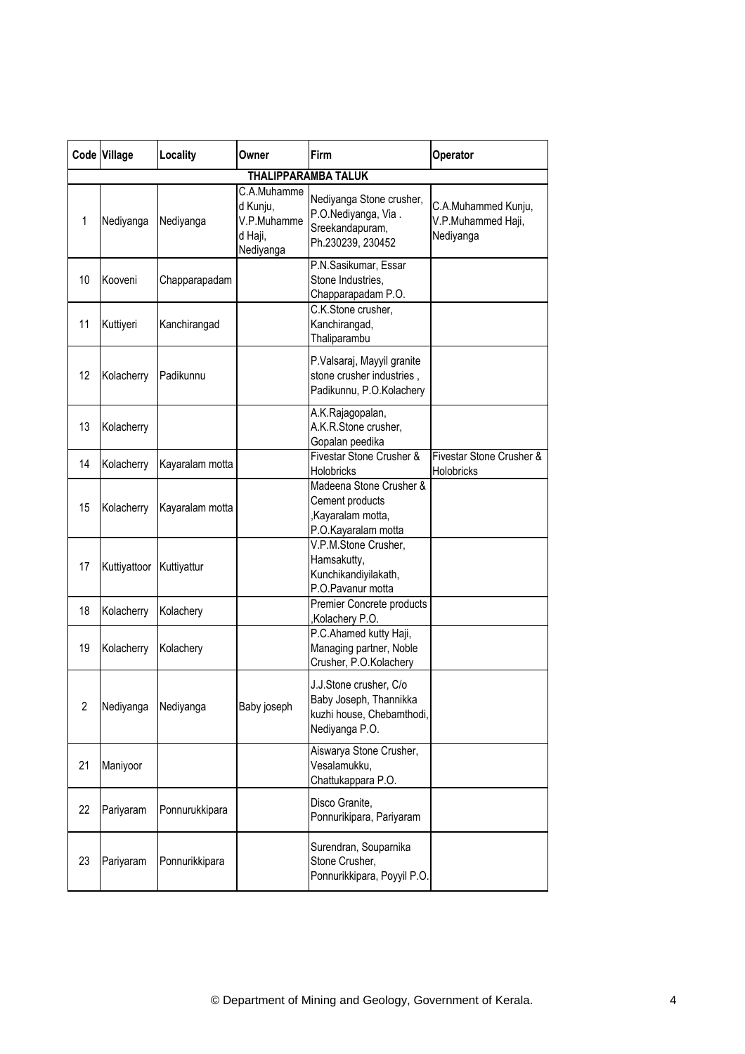| Code | Village | Locality | Owner | Firm | Operator |
|---|---|---|---|---|---|
| **THALIPPARAMBA TALUK** | | | | | |
| 1 | Nediyanga | Nediyanga | C.A.Muhammed Kunju, V.P.Muhammed Haji, Nediyanga | Nediyanga Stone crusher, P.O.Nediyanga, Via . Sreekandapuram, Ph.230239, 230452 | C.A.Muhammed Kunju, V.P.Muhammed Haji, Nediyanga |
| 10 | Kooveni | Chapparapadam | | P.N.Sasikumar, Essar Stone Industries, Chapparapadam P.O. | |
| 11 | Kuttiyeri | Kanchirangad | | C.K.Stone crusher, Kanchirangad, Thaliparambu | |
| 12 | Kolacherry | Padikunnu | | P.Valsaraj, Mayyil granite stone crusher industries , Padikunnu, P.O.Kolachery | |
| 13 | Kolacherry | | | A.K.Rajagopalan, A.K.R.Stone crusher, Gopalan peedika | |
| 14 | Kolacherry | Kayaralam motta | | Fivestar Stone Crusher & Holobricks | Fivestar Stone Crusher & Holobricks |
| 15 | Kolacherry | Kayaralam motta | | Madeena Stone Crusher & Cement products ,Kayaralam motta, P.O.Kayaralam motta | |
| 17 | Kuttiyattoor | Kuttiyattur | | V.P.M.Stone Crusher, Hamsakutty, Kunchikandiyilakath, P.O.Pavanur motta | |
| 18 | Kolacherry | Kolachery | | Premier Concrete products ,Kolachery P.O. | |
| 19 | Kolacherry | Kolachery | | P.C.Ahamed kutty Haji, Managing partner, Noble Crusher, P.O.Kolachery | |
| 2 | Nediyanga | Nediyanga | Baby joseph | J.J.Stone crusher, C/o Baby Joseph, Thannikka kuzhi house, Chebamthodi, Nediyanga P.O. | |
| 21 | Maniyoor | | | Aiswarya Stone Crusher, Vesalamukku, Chattukappara P.O. | |
| 22 | Pariyaram | Ponnurukkipara | | Disco Granite, Ponnurikipara, Pariyaram | |
| 23 | Pariyaram | Ponnurikkipara | | Surendran, Souparnika Stone Crusher, Ponnurikkipara, Poyyil P.O. | |

© Department of Mining and Geology, Government of Kerala.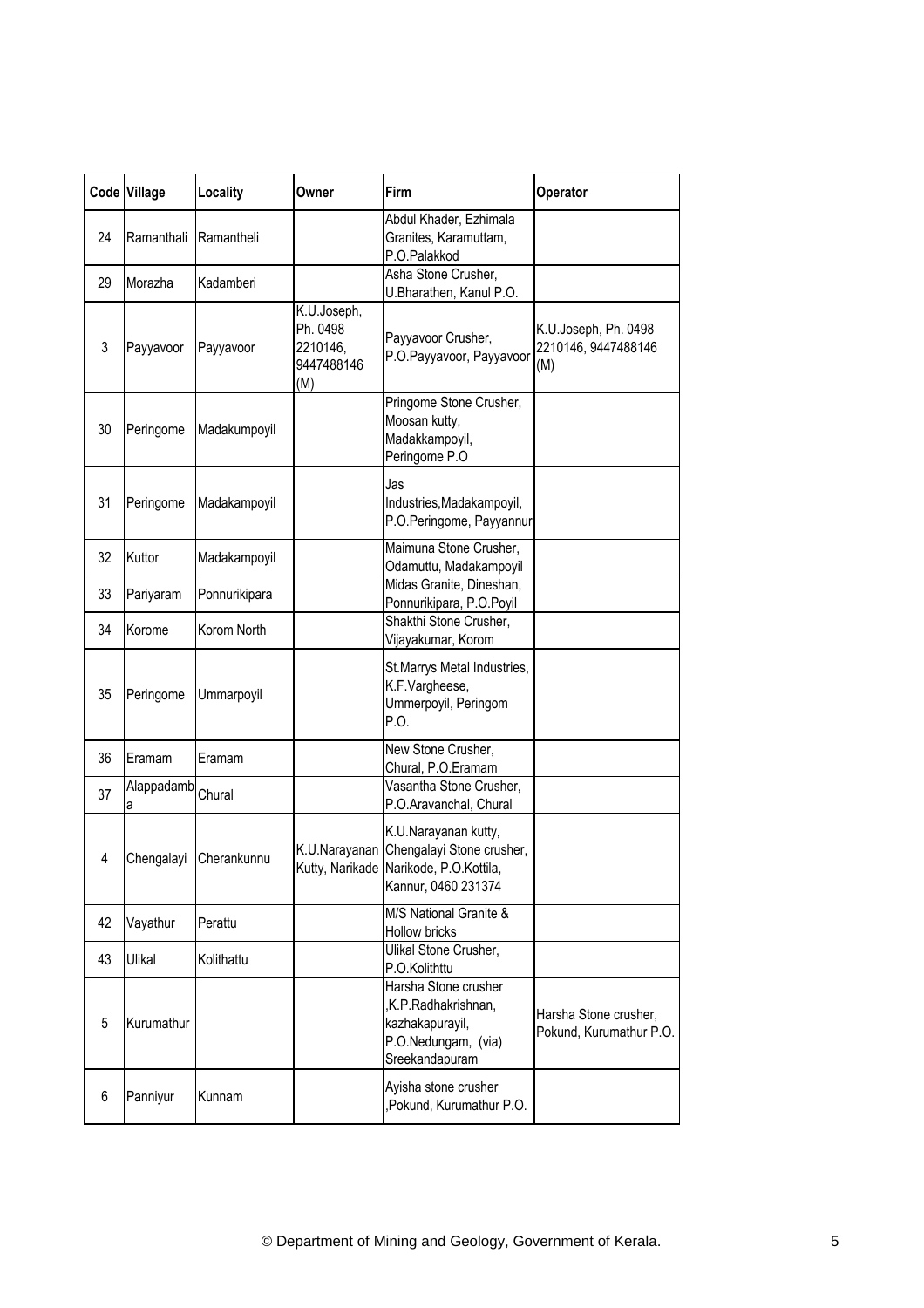| Code | Village | Locality | Owner | Firm | Operator |
|---|---|---|---|---|---|
| 24 | Ramanthali | Ramantheli | | Abdul Khader, Ezhimala Granites, Karamuttam, P.O.Palakkod | |
| 29 | Morazha | Kadamberi | | Asha Stone Crusher, U.Bharathen, Kanul P.O. | |
| 3 | Payyavoor | Payyavoor | K.U.Joseph, Ph. 0498 2210146, 9447488146 (M) | Payyavoor Crusher, P.O.Payyavoor, Payyavoor | K.U.Joseph, Ph. 0498 2210146, 9447488146 (M) |
| 30 | Peringome | Madakumpoyil | | Pringome Stone Crusher, Moosan kutty, Madakkampoyil, Peringome P.O | |
| 31 | Peringome | Madakampoyil | | Jas Industries,Madakampoyil, P.O.Peringome, Payyannur | |
| 32 | Kuttor | Madakampoyil | | Maimuna Stone Crusher, Odamuttu, Madakampoyil | |
| 33 | Pariyaram | Ponnurikipara | | Midas Granite, Dineshan, Ponnurikipara, P.O.Poyil | |
| 34 | Korome | Korom North | | Shakthi Stone Crusher, Vijayakumar, Korom | |
| 35 | Peringome | Ummarpoyil | | St.Marrys Metal Industries, K.F.Vargheese, Ummerpoyil, Peringom P.O. | |
| 36 | Eramam | Eramam | | New Stone Crusher, Chural, P.O.Eramam | |
| 37 | Alappadamba | Chural | | Vasantha Stone Crusher, P.O.Aravanchal, Chural | |
| 4 | Chengalayi | Cherankunnu | K.U.Narayanan Kutty, Narikade | K.U.Narayanan kutty, Chengalayi Stone crusher, Narikode, P.O.Kottila, Kannur, 0460 231374 | |
| 42 | Vayathur | Perattu | | M/S National Granite & Hollow bricks | |
| 43 | Ulikal | Kolithattu | | Ulikal Stone Crusher, P.O.Koliththu | |
| 5 | Kurumathur | | | Harsha Stone crusher ,K.P.Radhakrishnan, kazhakapurayil, P.O.Nedungam, (via) Sreekandapuram | Harsha Stone crusher, Pokund, Kurumathur P.O. |
| 6 | Panniyur | Kunnam | | Ayisha stone crusher ,Pokund, Kurumathur P.O. | |

© Department of Mining and Geology, Government of Kerala.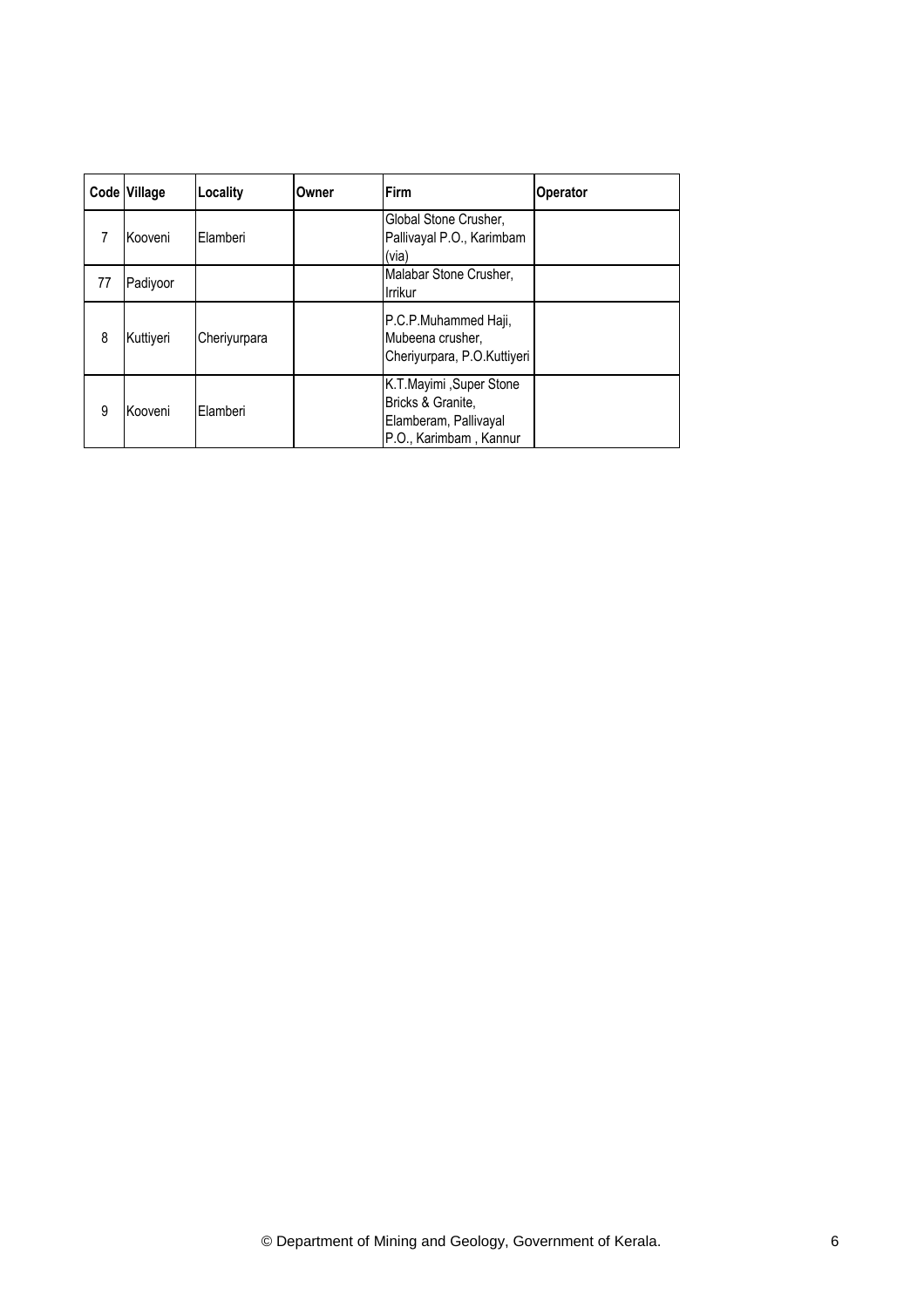| Code | Village | Locality | Owner | Firm | Operator |
|---|---|---|---|---|---|
| 7 | Kooveni | Elamberi | | Global Stone Crusher, Pallivayal P.O., Karimbam (via) | |
| 77 | Padiyoor | | | Malabar Stone Crusher, Irrikur | |
| 8 | Kuttiyeri | Cheriyurpara | | P.C.P.Muhammed Haji, Mubeena crusher, Cheriyurpara, P.O.Kuttiyeri | |
| 9 | Kooveni | Elamberi | | K.T.Mayimi ,Super Stone Bricks & Granite, Elamberam, Pallivayal P.O., Karimbam , Kannur | |

© Department of Mining and Geology, Government of Kerala.